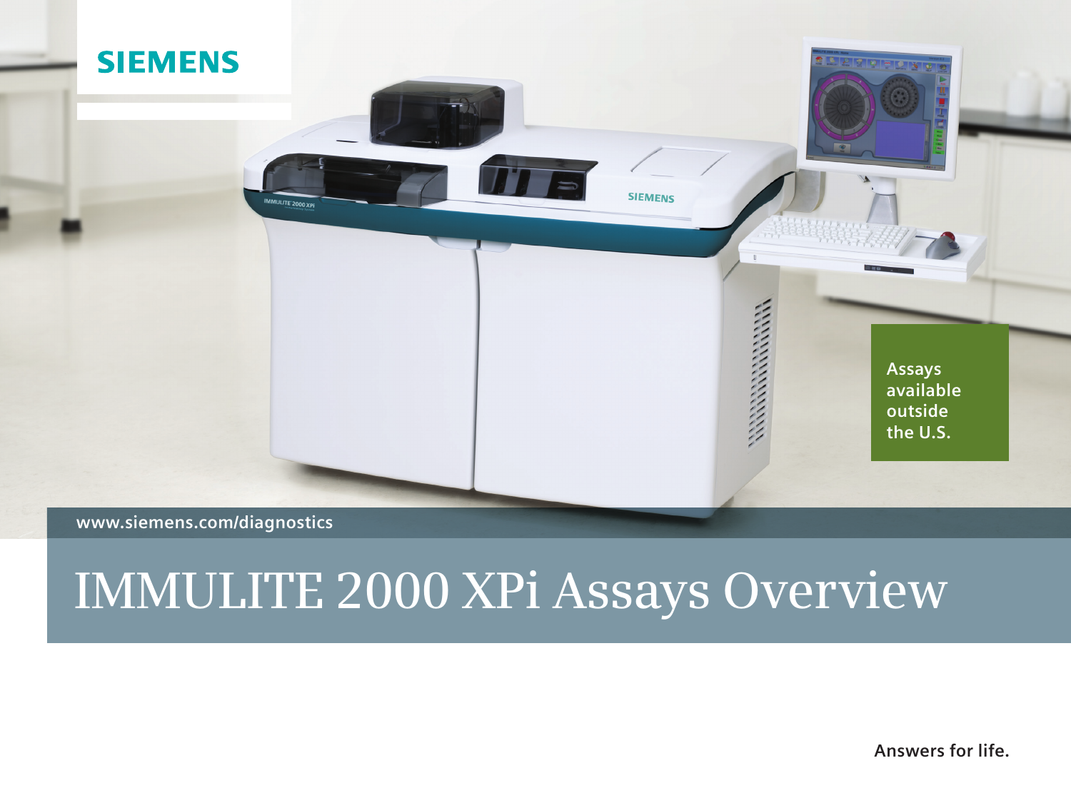SIEMENS

Assays available outside the U.S.

www.siemens.com/diagnostics

# IMMULITE 2000 XPi Assays Overview

Answers for life.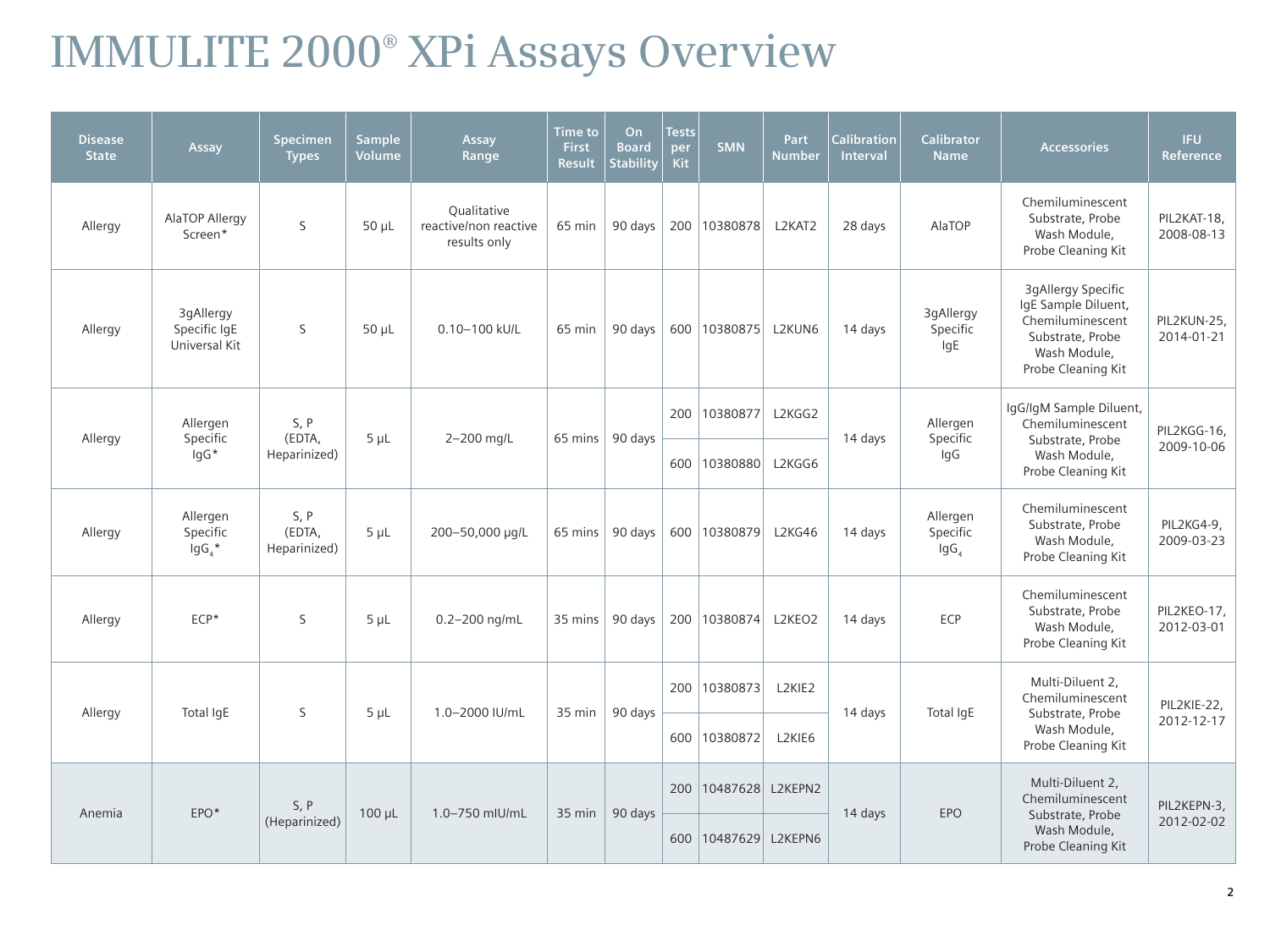# IMMULITE 2000® XPi Assays Overview

| Disease State | Assay | Specimen Types | Sample Volume | Assay Range | Time to First Result | On Board Stability | Tests per Kit | SMN | Part Number | Calibration Interval | Calibrator Name | Accessories | IFU Reference |
|---|---|---|---|---|---|---|---|---|---|---|---|---|---|
| Allergy | AlaTOP Allergy Screen* | S | 50 µL | Qualitative reactive/non reactive results only | 65 min | 90 days | 200 | 10380878 | L2KAT2 | 28 days | AlaTOP | Chemiluminescent Substrate, Probe Wash Module, Probe Cleaning Kit | PIL2KAT-18, 2008-08-13 |
| Allergy | 3gAllergy Specific IgE Universal Kit | S | 50 µL | 0.10–100 kU/L | 65 min | 90 days | 600 | 10380875 | L2KUN6 | 14 days | 3gAllergy Specific IgE | 3gAllergy Specific IgE Sample Diluent, Chemiluminescent Substrate, Probe Wash Module, Probe Cleaning Kit | PIL2KUN-25, 2014-01-21 |
| Allergy | Allergen Specific IgG* | S, P (EDTA, Heparinized) | 5 µL | 2–200 mg/L | 65 mins | 90 days | 200 | 10380877 | L2KGG2 | 14 days | Allergen Specific IgG | IgG/IgM Sample Diluent, Chemiluminescent Substrate, Probe Wash Module, Probe Cleaning Kit | PIL2KGG-16, 2009-10-06 |
| | | | | | | | 600 | 10380880 | L2KGG6 | | | | |
| Allergy | Allergen Specific $IgG_4$* | S, P (EDTA, Heparinized) | 5 µL | 200–50,000 µg/L | 65 mins | 90 days | 600 | 10380879 | L2KG46 | 14 days | Allergen Specific $IgG_4$ | Chemiluminescent Substrate, Probe Wash Module, Probe Cleaning Kit | PIL2KG4-9, 2009-03-23 |
| Allergy | ECP* | S | 5 µL | 0.2–200 ng/mL | 35 mins | 90 days | 200 | 10380874 | L2KEO2 | 14 days | ECP | Chemiluminescent Substrate, Probe Wash Module, Probe Cleaning Kit | PIL2KEO-17, 2012-03-01 |
| Allergy | Total IgE | S | 5 µL | 1.0–2000 IU/mL | 35 min | 90 days | 200 | 10380873 | L2KIE2 | 14 days | Total IgE | Multi-Diluent 2, Chemiluminescent Substrate, Probe Wash Module, Probe Cleaning Kit | PIL2KIE-22, 2012-12-17 |
| | | | | | | | 600 | 10380872 | L2KIE6 | | | | |
| Anemia | EPO* | S, P (Heparinized) | 100 µL | 1.0–750 mIU/mL | 35 min | 90 days | 200 | 10487628 | L2KEPN2 | 14 days | EPO | Multi-Diluent 2, Chemiluminescent Substrate, Probe Wash Module, Probe Cleaning Kit | PIL2KEPN-3, 2012-02-02 |
| | | | | | | | 600 | 10487629 | L2KEPN6 | | | | |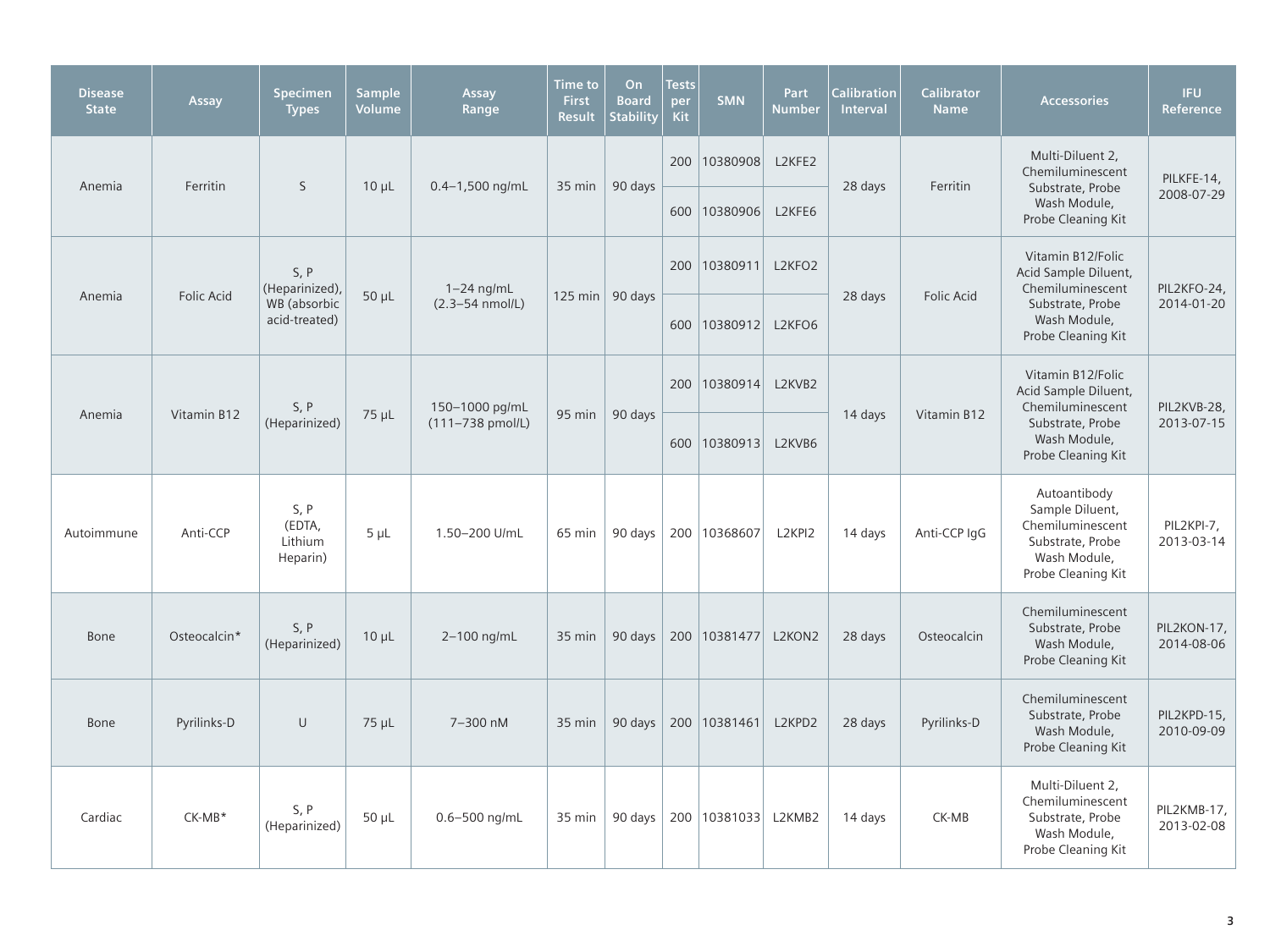| Disease State | Assay | Specimen Types | Sample Volume | Assay Range | Time to First Result | On Board Stability | Tests per Kit | SMN | Part Number | Calibration Interval | Calibrator Name | Accessories | IFU Reference |
|---|---|---|---|---|---|---|---|---|---|---|---|---|---|
| Anemia | Ferritin | S | 10 µL | 0.4–1,500 ng/mL | 35 min | 90 days | 200 | 10380908 | L2KFE2 | 28 days | Ferritin | Multi-Diluent 2, Chemiluminescent Substrate, Probe Wash Module, Probe Cleaning Kit | PILKFE-14, 2008-07-29 |
| | | | | | | | 600 | 10380906 | L2KFE6 | | | | |
| Anemia | Folic Acid | S, P (Heparinized), WB (absorbic acid-treated) | 50 µL | 1–24 ng/mL (2.3–54 nmol/L) | 125 min | 90 days | 200 | 10380911 | L2KFO2 | 28 days | Folic Acid | Vitamin B12/Folic Acid Sample Diluent, Chemiluminescent Substrate, Probe Wash Module, Probe Cleaning Kit | PIL2KFO-24, 2014-01-20 |
| | | | | | | | 600 | 10380912 | L2KFO6 | | | | |
| Anemia | Vitamin B12 | S, P (Heparinized) | 75 µL | 150–1000 pg/mL (111–738 pmol/L) | 95 min | 90 days | 200 | 10380914 | L2KVB2 | 14 days | Vitamin B12 | Vitamin B12/Folic Acid Sample Diluent, Chemiluminescent Substrate, Probe Wash Module, Probe Cleaning Kit | PIL2KVB-28, 2013-07-15 |
| | | | | | | | 600 | 10380913 | L2KVB6 | | | | |
| Autoimmune | Anti-CCP | S, P (EDTA, Lithium Heparin) | 5 µL | 1.50–200 U/mL | 65 min | 90 days | 200 | 10368607 | L2KPI2 | 14 days | Anti-CCP IgG | Autoantibody Sample Diluent, Chemiluminescent Substrate, Probe Wash Module, Probe Cleaning Kit | PIL2KPI-7, 2013-03-14 |
| Bone | Osteocalcin* | S, P (Heparinized) | 10 µL | 2–100 ng/mL | 35 min | 90 days | 200 | 10381477 | L2KON2 | 28 days | Osteocalcin | Chemiluminescent Substrate, Probe Wash Module, Probe Cleaning Kit | PIL2KON-17, 2014-08-06 |
| Bone | Pyrilinks-D | U | 75 µL | 7–300 nM | 35 min | 90 days | 200 | 10381461 | L2KPD2 | 28 days | Pyrilinks-D | Chemiluminescent Substrate, Probe Wash Module, Probe Cleaning Kit | PIL2KPD-15, 2010-09-09 |
| Cardiac | CK-MB* | S, P (Heparinized) | 50 µL | 0.6–500 ng/mL | 35 min | 90 days | 200 | 10381033 | L2KMB2 | 14 days | CK-MB | Multi-Diluent 2, Chemiluminescent Substrate, Probe Wash Module, Probe Cleaning Kit | PIL2KMB-17, 2013-02-08 |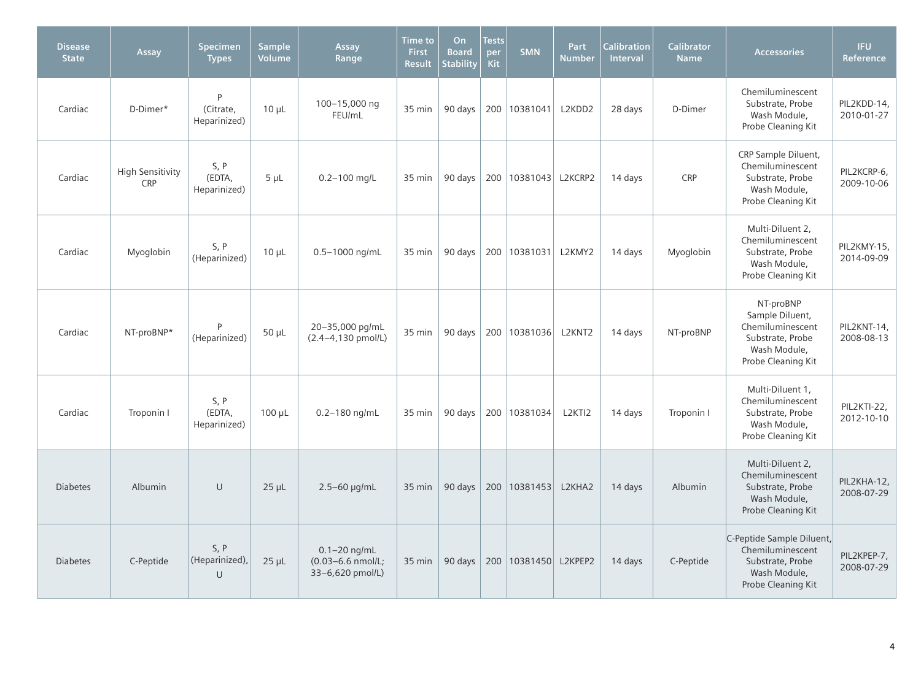| Disease State | Assay | Specimen Types | Sample Volume | Assay Range | Time to First Result | On Board Stability | Tests per Kit | SMN | Part Number | Calibration Interval | Calibrator Name | Accessories | IFU Reference |
|---|---|---|---|---|---|---|---|---|---|---|---|---|---|
| Cardiac | D-Dimer* | P (Citrate, Heparinized) | 10 µL | 100–15,000 ng FEU/mL | 35 min | 90 days | 200 | 10381041 | L2KDD2 | 28 days | D-Dimer | Chemiluminescent Substrate, Probe Wash Module, Probe Cleaning Kit | PIL2KDD-14, 2010-01-27 |
| Cardiac | High Sensitivity CRP | S, P (EDTA, Heparinized) | 5 µL | 0.2–100 mg/L | 35 min | 90 days | 200 | 10381043 | L2KCRP2 | 14 days | CRP | CRP Sample Diluent, Chemiluminescent Substrate, Probe Wash Module, Probe Cleaning Kit | PIL2KCRP-6, 2009-10-06 |
| Cardiac | Myoglobin | S, P (Heparinized) | 10 µL | 0.5–1000 ng/mL | 35 min | 90 days | 200 | 10381031 | L2KMY2 | 14 days | Myoglobin | Multi-Diluent 2, Chemiluminescent Substrate, Probe Wash Module, Probe Cleaning Kit | PIL2KMY-15, 2014-09-09 |
| Cardiac | NT-proBNP* | P (Heparinized) | 50 µL | 20–35,000 pg/mL (2.4–4,130 pmol/L) | 35 min | 90 days | 200 | 10381036 | L2KNT2 | 14 days | NT-proBNP | NT-proBNP Sample Diluent, Chemiluminescent Substrate, Probe Wash Module, Probe Cleaning Kit | PIL2KNT-14, 2008-08-13 |
| Cardiac | Troponin I | S, P (EDTA, Heparinized) | 100 µL | 0.2–180 ng/mL | 35 min | 90 days | 200 | 10381034 | L2KTI2 | 14 days | Troponin I | Multi-Diluent 1, Chemiluminescent Substrate, Probe Wash Module, Probe Cleaning Kit | PIL2KTI-22, 2012-10-10 |
| Diabetes | Albumin | U | 25 µL | 2.5–60 µg/mL | 35 min | 90 days | 200 | 10381453 | L2KHA2 | 14 days | Albumin | Multi-Diluent 2, Chemiluminescent Substrate, Probe Wash Module, Probe Cleaning Kit | PIL2KHA-12, 2008-07-29 |
| Diabetes | C-Peptide | S, P (Heparinized), U | 25 µL | 0.1–20 ng/mL (0.03–6.6 nmol/L; 33–6,620 pmol/L) | 35 min | 90 days | 200 | 10381450 | L2KPEP2 | 14 days | C-Peptide | C-Peptide Sample Diluent, Chemiluminescent Substrate, Probe Wash Module, Probe Cleaning Kit | PIL2KPEP-7, 2008-07-29 |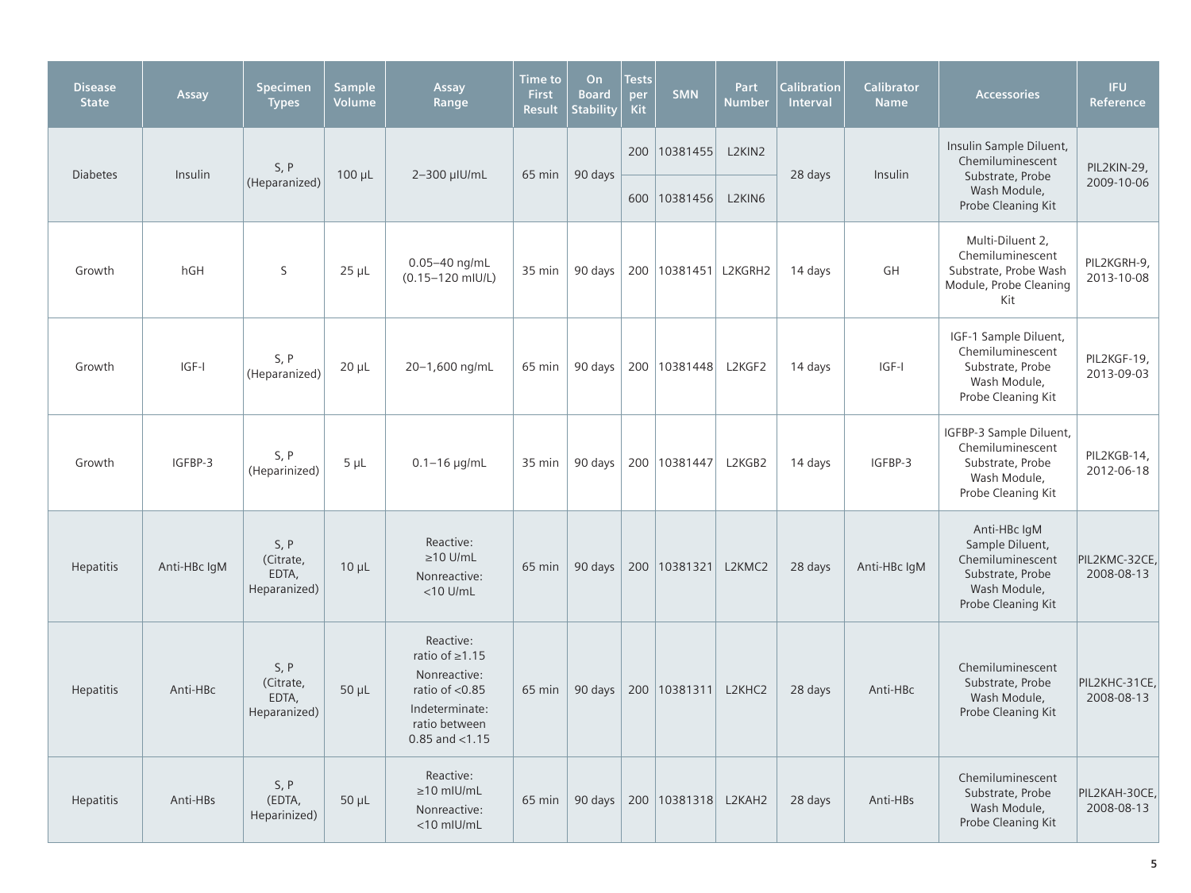| Disease State | Assay | Specimen Types | Sample Volume | Assay Range | Time to First Result | On Board Stability | Tests per Kit | SMN | Part Number | Calibration Interval | Calibrator Name | Accessories | IFU Reference |
|---|---|---|---|---|---|---|---|---|---|---|---|---|---|
| Diabetes | Insulin | S, P (Heparanized) | 100 µL | 2–300 µIU/mL | 65 min | 90 days | 200 | 10381455 | L2KIN2 | 28 days | Insulin | Insulin Sample Diluent, Chemiluminescent Substrate, Probe Wash Module, Probe Cleaning Kit | PIL2KIN-29, 2009-10-06 |
| | | | | | | | 600 | 10381456 | L2KIN6 | | | | |
| Growth | hGH | S | 25 µL | 0.05–40 ng/mL (0.15–120 mIU/L) | 35 min | 90 days | 200 | 10381451 | L2KGRH2 | 14 days | GH | Multi-Diluent 2, Chemiluminescent Substrate, Probe Wash Module, Probe Cleaning Kit | PIL2KGRH-9, 2013-10-08 |
| Growth | IGF-I | S, P (Heparanized) | 20 µL | 20–1,600 ng/mL | 65 min | 90 days | 200 | 10381448 | L2KGF2 | 14 days | IGF-I | IGF-1 Sample Diluent, Chemiluminescent Substrate, Probe Wash Module, Probe Cleaning Kit | PIL2KGF-19, 2013-09-03 |
| Growth | IGFBP-3 | S, P (Heparinized) | 5 µL | 0.1–16 µg/mL | 35 min | 90 days | 200 | 10381447 | L2KGB2 | 14 days | IGFBP-3 | IGFBP-3 Sample Diluent, Chemiluminescent Substrate, Probe Wash Module, Probe Cleaning Kit | PIL2KGB-14, 2012-06-18 |
| Hepatitis | Anti-HBc IgM | S, P (Citrate, EDTA, Heparanized) | 10 µL | Reactive: ≥10 U/mL Nonreactive: <10 U/mL | 65 min | 90 days | 200 | 10381321 | L2KMC2 | 28 days | Anti-HBc IgM | Anti-HBc IgM Sample Diluent, Chemiluminescent Substrate, Probe Wash Module, Probe Cleaning Kit | PIL2KMC-32CE, 2008-08-13 |
| Hepatitis | Anti-HBc | S, P (Citrate, EDTA, Heparanized) | 50 µL | Reactive: ratio of ≥1.15 Nonreactive: ratio of <0.85 Indeterminate: ratio between 0.85 and <1.15 | 65 min | 90 days | 200 | 10381311 | L2KHC2 | 28 days | Anti-HBc | Chemiluminescent Substrate, Probe Wash Module, Probe Cleaning Kit | PIL2KHC-31CE, 2008-08-13 |
| Hepatitis | Anti-HBs | S, P (EDTA, Heparinized) | 50 µL | Reactive: ≥10 mIU/mL Nonreactive: <10 mIU/mL | 65 min | 90 days | 200 | 10381318 | L2KAH2 | 28 days | Anti-HBs | Chemiluminescent Substrate, Probe Wash Module, Probe Cleaning Kit | PIL2KAH-30CE, 2008-08-13 |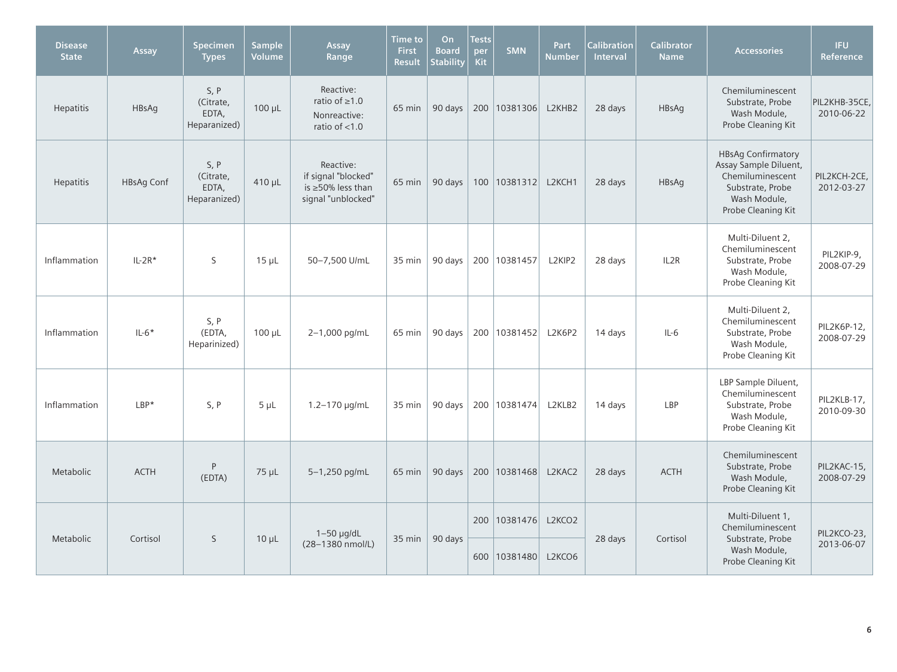| Disease State | Assay | Specimen Types | Sample Volume | Assay Range | Time to First Result | On Board Stability | Tests per Kit | SMN | Part Number | Calibration Interval | Calibrator Name | Accessories | IFU Reference |
|---|---|---|---|---|---|---|---|---|---|---|---|---|---|
| Hepatitis | HBsAg | S, P (Citrate, EDTA, Heparanized) | 100 µL | Reactive: ratio of ≥1.0<br>Nonreactive: ratio of <1.0 | 65 min | 90 days | 200 | 10381306 | L2KHB2 | 28 days | HBsAg | Chemiluminescent Substrate, Probe Wash Module, Probe Cleaning Kit | PIL2KHB-35CE, 2010-06-22 |
| Hepatitis | HBsAg Conf | S, P (Citrate, EDTA, Heparanized) | 410 µL | Reactive: if signal "blocked" is ≥50% less than signal "unblocked" | 65 min | 90 days | 100 | 10381312 | L2KCH1 | 28 days | HBsAg | HBsAg Confirmatory Assay Sample Diluent, Chemiluminescent Substrate, Probe Wash Module, Probe Cleaning Kit | PIL2KCH-2CE, 2012-03-27 |
| Inflammation | IL-2R* | S | 15 µL | 50–7,500 U/mL | 35 min | 90 days | 200 | 10381457 | L2KIP2 | 28 days | IL2R | Multi-Diluent 2, Chemiluminescent Substrate, Probe Wash Module, Probe Cleaning Kit | PIL2KIP-9, 2008-07-29 |
| Inflammation | IL-6* | S, P (EDTA, Heparinized) | 100 µL | 2–1,000 pg/mL | 65 min | 90 days | 200 | 10381452 | L2K6P2 | 14 days | IL-6 | Multi-Diluent 2, Chemiluminescent Substrate, Probe Wash Module, Probe Cleaning Kit | PIL2K6P-12, 2008-07-29 |
| Inflammation | LBP* | S, P | 5 µL | 1.2–170 µg/mL | 35 min | 90 days | 200 | 10381474 | L2KLB2 | 14 days | LBP | LBP Sample Diluent, Chemiluminescent Substrate, Probe Wash Module, Probe Cleaning Kit | PIL2KLB-17, 2010-09-30 |
| Metabolic | ACTH | P (EDTA) | 75 µL | 5–1,250 pg/mL | 65 min | 90 days | 200 | 10381468 | L2KAC2 | 28 days | ACTH | Chemiluminescent Substrate, Probe Wash Module, Probe Cleaning Kit | PIL2KAC-15, 2008-07-29 |
| Metabolic | Cortisol | S | 10 µL | 1–50 µg/dL (28–1380 nmol/L) | 35 min | 90 days | 200 | 10381476 | L2KCO2 | 28 days | Cortisol | Multi-Diluent 1, Chemiluminescent Substrate, Probe Wash Module, Probe Cleaning Kit | PIL2KCO-23, 2013-06-07 |
| | | | | | | | 600 | 10381480 | L2KCO6 | | | | |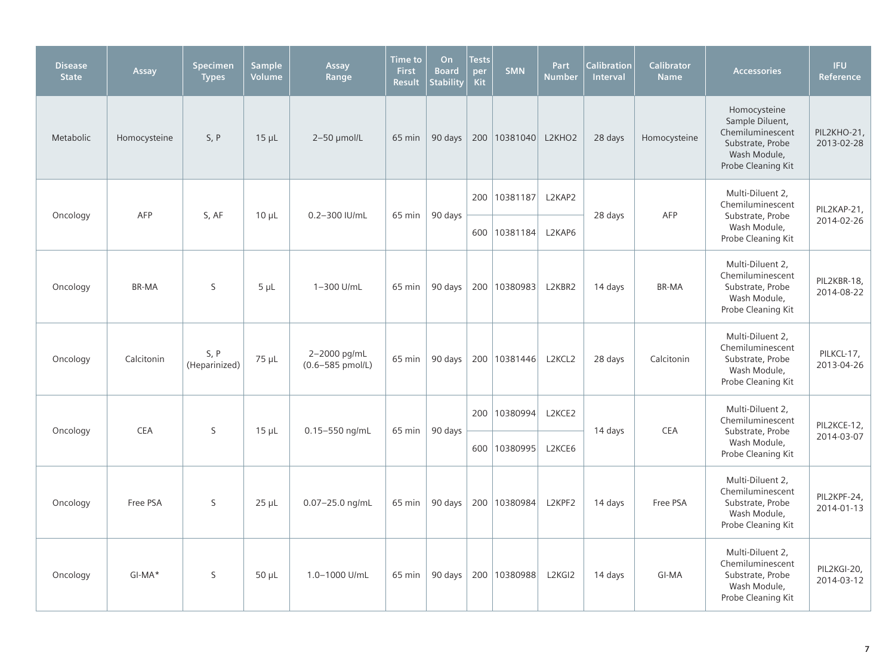| Disease State | Assay | Specimen Types | Sample Volume | Assay Range | Time to First Result | On Board Stability | Tests per Kit | SMN | Part Number | Calibration Interval | Calibrator Name | Accessories | IFU Reference |
|---|---|---|---|---|---|---|---|---|---|---|---|---|---|
| Metabolic | Homocysteine | S, P | 15 µL | 2–50 µmol/L | 65 min | 90 days | 200 | 10381040 | L2KHO2 | 28 days | Homocysteine | Homocysteine Sample Diluent, Chemiluminescent Substrate, Probe Wash Module, Probe Cleaning Kit | PIL2KHO-21, 2013-02-28 |
| Oncology | AFP | S, AF | 10 µL | 0.2–300 IU/mL | 65 min | 90 days | 200 | 10381187 | L2KAP2 | 28 days | AFP | Multi-Diluent 2, Chemiluminescent Substrate, Probe Wash Module, Probe Cleaning Kit | PIL2KAP-21, 2014-02-26 |
| | | | | | | | 600 | 10381184 | L2KAP6 | | | | |
| Oncology | BR-MA | S | 5 µL | 1–300 U/mL | 65 min | 90 days | 200 | 10380983 | L2KBR2 | 14 days | BR-MA | Multi-Diluent 2, Chemiluminescent Substrate, Probe Wash Module, Probe Cleaning Kit | PIL2KBR-18, 2014-08-22 |
| Oncology | Calcitonin | S, P (Heparinized) | 75 µL | 2–2000 pg/mL (0.6–585 pmol/L) | 65 min | 90 days | 200 | 10381446 | L2KCL2 | 28 days | Calcitonin | Multi-Diluent 2, Chemiluminescent Substrate, Probe Wash Module, Probe Cleaning Kit | PILKCL-17, 2013-04-26 |
| Oncology | CEA | S | 15 µL | 0.15–550 ng/mL | 65 min | 90 days | 200 | 10380994 | L2KCE2 | 14 days | CEA | Multi-Diluent 2, Chemiluminescent Substrate, Probe Wash Module, Probe Cleaning Kit | PIL2KCE-12, 2014-03-07 |
| | | | | | | | 600 | 10380995 | L2KCE6 | | | | |
| Oncology | Free PSA | S | 25 µL | 0.07–25.0 ng/mL | 65 min | 90 days | 200 | 10380984 | L2KPF2 | 14 days | Free PSA | Multi-Diluent 2, Chemiluminescent Substrate, Probe Wash Module, Probe Cleaning Kit | PIL2KPF-24, 2014-01-13 |
| Oncology | GI-MA* | S | 50 µL | 1.0–1000 U/mL | 65 min | 90 days | 200 | 10380988 | L2KGI2 | 14 days | GI-MA | Multi-Diluent 2, Chemiluminescent Substrate, Probe Wash Module, Probe Cleaning Kit | PIL2KGI-20, 2014-03-12 |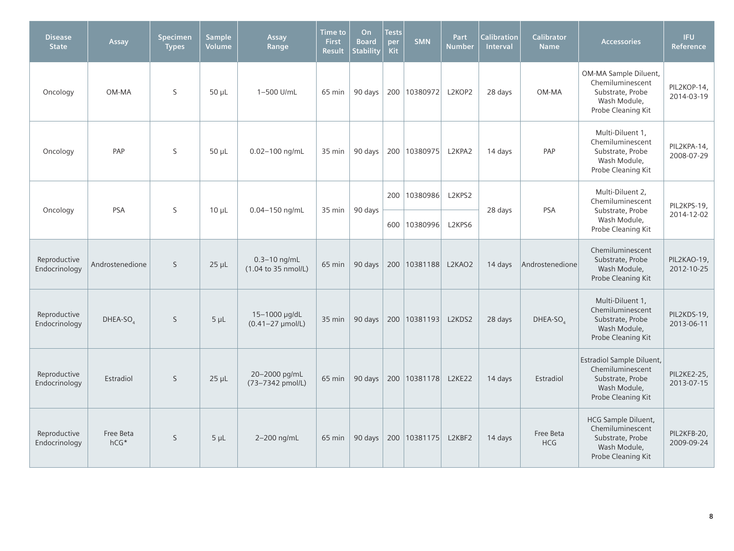| Disease State | Assay | Specimen Types | Sample Volume | Assay Range | Time to First Result | On Board Stability | Tests per Kit | SMN | Part Number | Calibration Interval | Calibrator Name | Accessories | IFU Reference |
|---|---|---|---|---|---|---|---|---|---|---|---|---|---|
| Oncology | OM-MA | S | 50 µL | 1–500 U/mL | 65 min | 90 days | 200 | 10380972 | L2KOP2 | 28 days | OM-MA | OM-MA Sample Diluent, Chemiluminescent Substrate, Probe Wash Module, Probe Cleaning Kit | PIL2KOP-14, 2014-03-19 |
| Oncology | PAP | S | 50 µL | 0.02–100 ng/mL | 35 min | 90 days | 200 | 10380975 | L2KPA2 | 14 days | PAP | Multi-Diluent 1, Chemiluminescent Substrate, Probe Wash Module, Probe Cleaning Kit | PIL2KPA-14, 2008-07-29 |
| Oncology | PSA | S | 10 µL | 0.04–150 ng/mL | 35 min | 90 days | 200 | 10380986 | L2KPS2 | 28 days | PSA | Multi-Diluent 2, Chemiluminescent Substrate, Probe Wash Module, Probe Cleaning Kit | PIL2KPS-19, 2014-12-02 |
| | | | | | | | 600 | 10380996 | L2KPS6 | | | | |
| Reproductive Endocrinology | Androstenedione | S | 25 µL | 0.3–10 ng/mL (1.04 to 35 nmol/L) | 65 min | 90 days | 200 | 10381188 | L2KAO2 | 14 days | Androstenedione | Chemiluminescent Substrate, Probe Wash Module, Probe Cleaning Kit | PIL2KAO-19, 2012-10-25 |
| Reproductive Endocrinology | DHEA-$SO_4$ | S | 5 µL | 15–1000 µg/dL (0.41–27 µmol/L) | 35 min | 90 days | 200 | 10381193 | L2KDS2 | 28 days | DHEA-$SO_4$ | Multi-Diluent 1, Chemiluminescent Substrate, Probe Wash Module, Probe Cleaning Kit | PIL2KDS-19, 2013-06-11 |
| Reproductive Endocrinology | Estradiol | S | 25 µL | 20–2000 pg/mL (73–7342 pmol/L) | 65 min | 90 days | 200 | 10381178 | L2KE22 | 14 days | Estradiol | Estradiol Sample Diluent, Chemiluminescent Substrate, Probe Wash Module, Probe Cleaning Kit | PIL2KE2-25, 2013-07-15 |
| Reproductive Endocrinology | Free Beta hCG* | S | 5 µL | 2–200 ng/mL | 65 min | 90 days | 200 | 10381175 | L2KBF2 | 14 days | Free Beta HCG | HCG Sample Diluent, Chemiluminescent Substrate, Probe Wash Module, Probe Cleaning Kit | PIL2KFB-20, 2009-09-24 |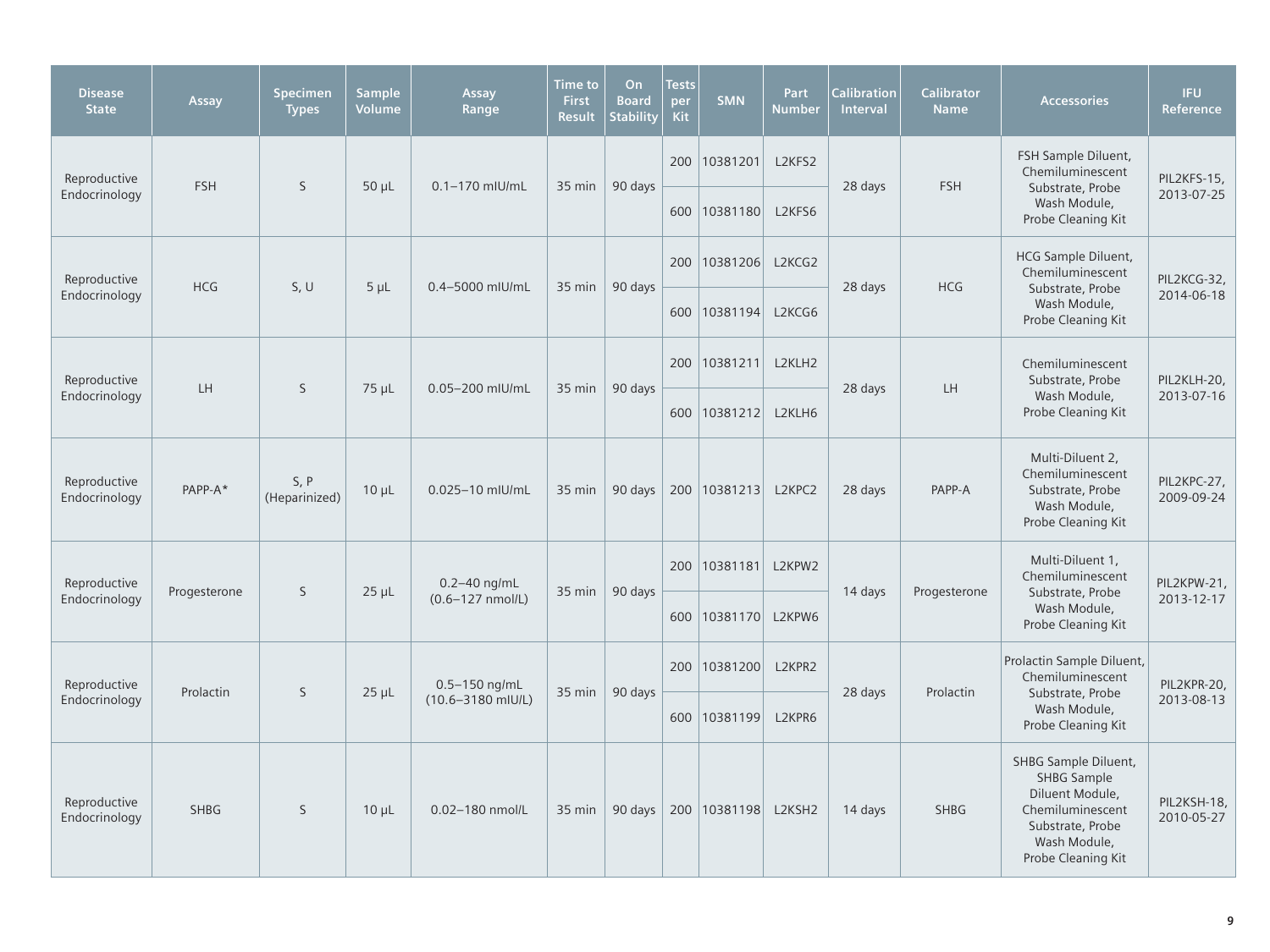| Disease State | Assay | Specimen Types | Sample Volume | Assay Range | Time to First Result | On Board Stability | Tests per Kit | SMN | Part Number | Calibration Interval | Calibrator Name | Accessories | IFU Reference |
|---|---|---|---|---|---|---|---|---|---|---|---|---|---|
| Reproductive Endocrinology | FSH | S | 50 µL | 0.1–170 mIU/mL | 35 min | 90 days | 200 | 10381201 | L2KFS2 | 28 days | FSH | FSH Sample Diluent, Chemiluminescent Substrate, Probe Wash Module, Probe Cleaning Kit | PIL2KFS-15, 2013-07-25 |
| | | | | | | | 600 | 10381180 | L2KFS6 | | | | |
| Reproductive Endocrinology | HCG | S, U | 5 µL | 0.4–5000 mIU/mL | 35 min | 90 days | 200 | 10381206 | L2KCG2 | 28 days | HCG | HCG Sample Diluent, Chemiluminescent Substrate, Probe Wash Module, Probe Cleaning Kit | PIL2KCG-32, 2014-06-18 |
| | | | | | | | 600 | 10381194 | L2KCG6 | | | | |
| Reproductive Endocrinology | LH | S | 75 µL | 0.05–200 mIU/mL | 35 min | 90 days | 200 | 10381211 | L2KLH2 | 28 days | LH | Chemiluminescent Substrate, Probe Wash Module, Probe Cleaning Kit | PIL2KLH-20, 2013-07-16 |
| | | | | | | | 600 | 10381212 | L2KLH6 | | | | |
| Reproductive Endocrinology | PAPP-A* | S, P (Heparinized) | 10 µL | 0.025–10 mIU/mL | 35 min | 90 days | 200 | 10381213 | L2KPC2 | 28 days | PAPP-A | Multi-Diluent 2, Chemiluminescent Substrate, Probe Wash Module, Probe Cleaning Kit | PIL2KPC-27, 2009-09-24 |
| Reproductive Endocrinology | Progesterone | S | 25 µL | 0.2–40 ng/mL (0.6–127 nmol/L) | 35 min | 90 days | 200 | 10381181 | L2KPW2 | 14 days | Progesterone | Multi-Diluent 1, Chemiluminescent Substrate, Probe Wash Module, Probe Cleaning Kit | PIL2KPW-21, 2013-12-17 |
| | | | | | | | 600 | 10381170 | L2KPW6 | | | | |
| Reproductive Endocrinology | Prolactin | S | 25 µL | 0.5–150 ng/mL (10.6–3180 mIU/L) | 35 min | 90 days | 200 | 10381200 | L2KPR2 | 28 days | Prolactin | Prolactin Sample Diluent, Chemiluminescent Substrate, Probe Wash Module, Probe Cleaning Kit | PIL2KPR-20, 2013-08-13 |
| | | | | | | | 600 | 10381199 | L2KPR6 | | | | |
| Reproductive Endocrinology | SHBG | S | 10 µL | 0.02–180 nmol/L | 35 min | 90 days | 200 | 10381198 | L2KSH2 | 14 days | SHBG | SHBG Sample Diluent, SHBG Sample Diluent Module, Chemiluminescent Substrate, Probe Wash Module, Probe Cleaning Kit | PIL2KSH-18, 2010-05-27 |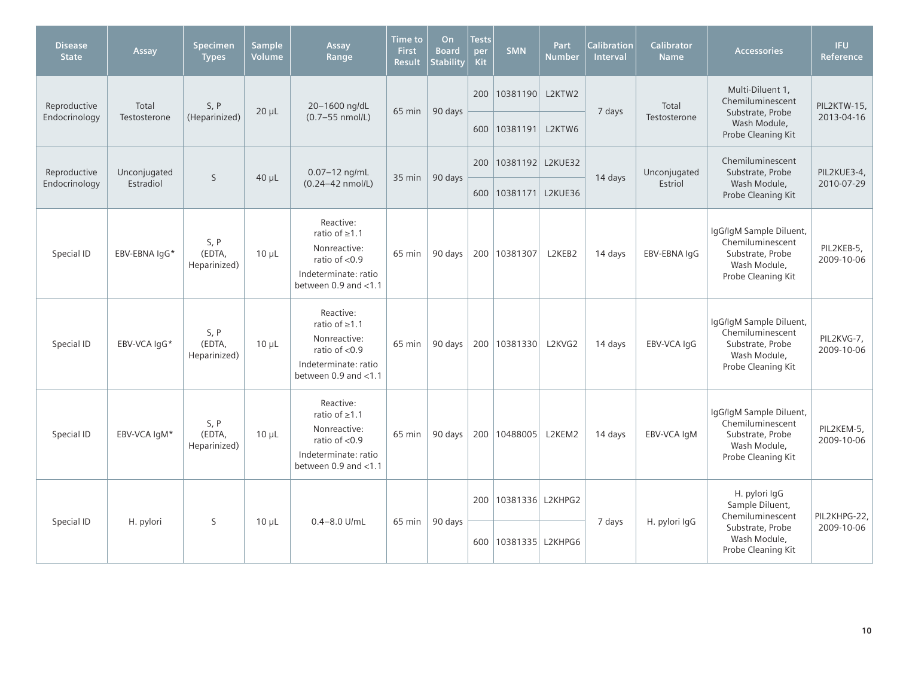| Disease State | Assay | Specimen Types | Sample Volume | Assay Range | Time to First Result | On Board Stability | Tests per Kit | SMN | Part Number | Calibration Interval | Calibrator Name | Accessories | IFU Reference |
|---|---|---|---|---|---|---|---|---|---|---|---|---|---|
| Reproductive Endocrinology | Total Testosterone | S, P (Heparinized) | 20 µL | 20–1600 ng/dL (0.7–55 nmol/L) | 65 min | 90 days | 200 | 10381190 | L2KTW2 | 7 days | Total Testosterone | Multi-Diluent 1, Chemiluminescent Substrate, Probe Wash Module, Probe Cleaning Kit | PIL2KTW-15, 2013-04-16 |
| | | | | | | | 600 | 10381191 | L2KTW6 | | | | |
| Reproductive Endocrinology | Unconjugated Estradiol | S | 40 µL | 0.07–12 ng/mL (0.24–42 nmol/L) | 35 min | 90 days | 200 | 10381192 | L2KUE32 | 14 days | Unconjugated Estriol | Chemiluminescent Substrate, Probe Wash Module, Probe Cleaning Kit | PIL2KUE3-4, 2010-07-29 |
| | | | | | | | 600 | 10381171 | L2KUE36 | | | | |
| Special ID | EBV-EBNA IgG* | S, P (EDTA, Heparinized) | 10 µL | Reactive: ratio of ≥1.1; Nonreactive: ratio of <0.9; Indeterminate: ratio between 0.9 and <1.1 | 65 min | 90 days | 200 | 10381307 | L2KEB2 | 14 days | EBV-EBNA IgG | IgG/IgM Sample Diluent, Chemiluminescent Substrate, Probe Wash Module, Probe Cleaning Kit | PIL2KEB-5, 2009-10-06 |
| Special ID | EBV-VCA IgG* | S, P (EDTA, Heparinized) | 10 µL | Reactive: ratio of ≥1.1; Nonreactive: ratio of <0.9; Indeterminate: ratio between 0.9 and <1.1 | 65 min | 90 days | 200 | 10381330 | L2KVG2 | 14 days | EBV-VCA IgG | IgG/IgM Sample Diluent, Chemiluminescent Substrate, Probe Wash Module, Probe Cleaning Kit | PIL2KVG-7, 2009-10-06 |
| Special ID | EBV-VCA IgM* | S, P (EDTA, Heparinized) | 10 µL | Reactive: ratio of ≥1.1; Nonreactive: ratio of <0.9; Indeterminate: ratio between 0.9 and <1.1 | 65 min | 90 days | 200 | 10488005 | L2KEM2 | 14 days | EBV-VCA IgM | IgG/IgM Sample Diluent, Chemiluminescent Substrate, Probe Wash Module, Probe Cleaning Kit | PIL2KEM-5, 2009-10-06 |
| Special ID | H. pylori | S | 10 µL | 0.4–8.0 U/mL | 65 min | 90 days | 200 | 10381336 | L2KHPG2 | 7 days | H. pylori IgG | H. pylori IgG Sample Diluent, Chemiluminescent Substrate, Probe Wash Module, Probe Cleaning Kit | PIL2KHPG-22, 2009-10-06 |
| | | | | | | | 600 | 10381335 | L2KHPG6 | | | | |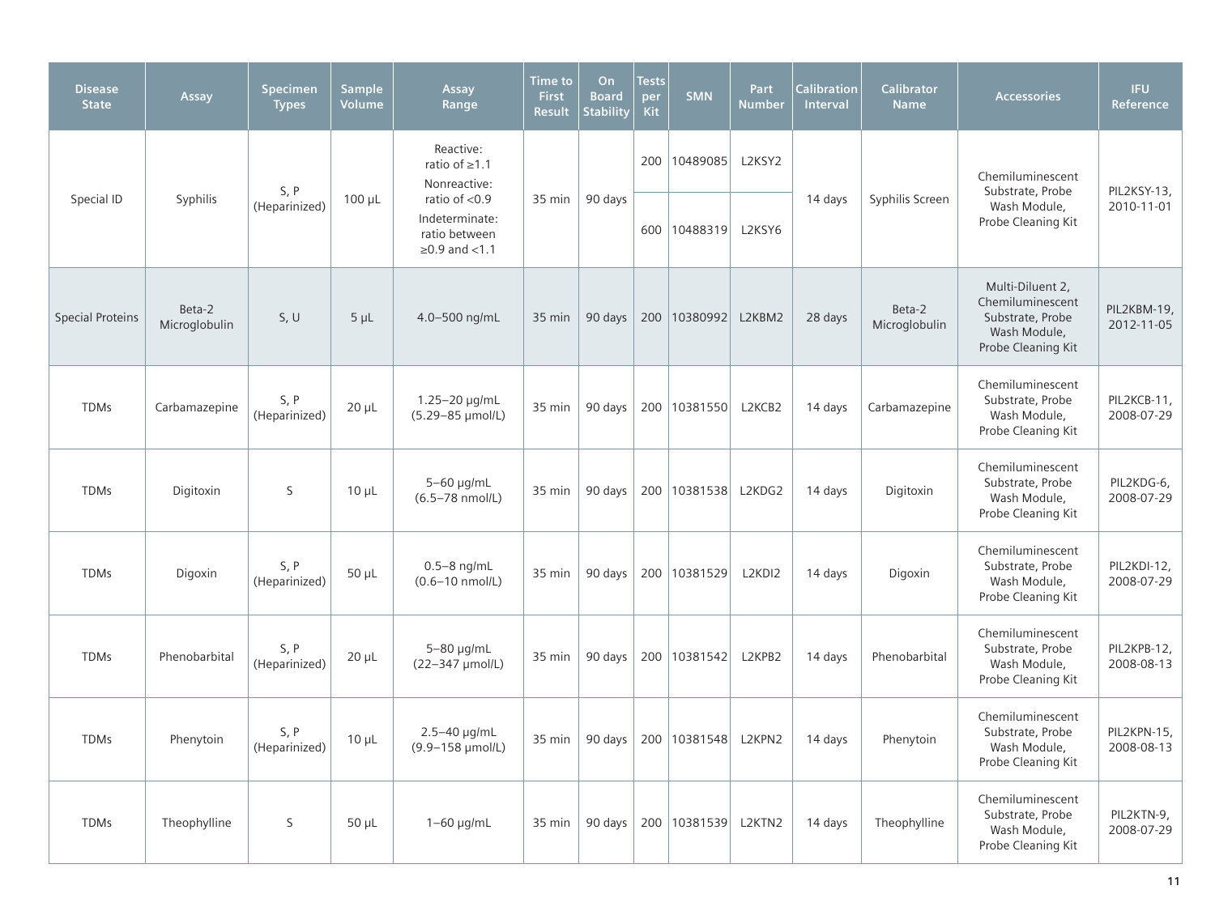| Disease State | Assay | Specimen Types | Sample Volume | Assay Range | Time to First Result | On Board Stability | Tests per Kit | SMN | Part Number | Calibration Interval | Calibrator Name | Accessories | IFU Reference |
|---|---|---|---|---|---|---|---|---|---|---|---|---|---|
| Special ID | Syphilis | S, P (Heparinized) | 100 µL | Reactive: ratio of ≥1.1<br>Nonreactive: ratio of <0.9<br>Indeterminate: ratio between ≥0.9 and <1.1 | 35 min | 90 days | 200 | 10489085 | L2KSY2 | 14 days | Syphilis Screen | Chemiluminescent Substrate, Probe Wash Module, Probe Cleaning Kit | PIL2KSY-13, 2010-11-01 |
| | | | | | | | 600 | 10488319 | L2KSY6 | | | | |
| Special Proteins | Beta-2 Microglobulin | S, U | 5 µL | 4.0–500 ng/mL | 35 min | 90 days | 200 | 10380992 | L2KBM2 | 28 days | Beta-2 Microglobulin | Multi-Diluent 2, Chemiluminescent Substrate, Probe Wash Module, Probe Cleaning Kit | PIL2KBM-19, 2012-11-05 |
| TDMs | Carbamazepine | S, P (Heparinized) | 20 µL | 1.25–20 µg/mL (5.29–85 µmol/L) | 35 min | 90 days | 200 | 10381550 | L2KCB2 | 14 days | Carbamazepine | Chemiluminescent Substrate, Probe Wash Module, Probe Cleaning Kit | PIL2KCB-11, 2008-07-29 |
| TDMs | Digitoxin | S | 10 µL | 5–60 µg/mL (6.5–78 nmol/L) | 35 min | 90 days | 200 | 10381538 | L2KDG2 | 14 days | Digitoxin | Chemiluminescent Substrate, Probe Wash Module, Probe Cleaning Kit | PIL2KDG-6, 2008-07-29 |
| TDMs | Digoxin | S, P (Heparinized) | 50 µL | 0.5–8 ng/mL (0.6–10 nmol/L) | 35 min | 90 days | 200 | 10381529 | L2KDI2 | 14 days | Digoxin | Chemiluminescent Substrate, Probe Wash Module, Probe Cleaning Kit | PIL2KDI-12, 2008-07-29 |
| TDMs | Phenobarbital | S, P (Heparinized) | 20 µL | 5–80 µg/mL (22–347 µmol/L) | 35 min | 90 days | 200 | 10381542 | L2KPB2 | 14 days | Phenobarbital | Chemiluminescent Substrate, Probe Wash Module, Probe Cleaning Kit | PIL2KPB-12, 2008-08-13 |
| TDMs | Phenytoin | S, P (Heparinized) | 10 µL | 2.5–40 µg/mL (9.9–158 µmol/L) | 35 min | 90 days | 200 | 10381548 | L2KPN2 | 14 days | Phenytoin | Chemiluminescent Substrate, Probe Wash Module, Probe Cleaning Kit | PIL2KPN-15, 2008-08-13 |
| TDMs | Theophylline | S | 50 µL | 1–60 µg/mL | 35 min | 90 days | 200 | 10381539 | L2KTN2 | 14 days | Theophylline | Chemiluminescent Substrate, Probe Wash Module, Probe Cleaning Kit | PIL2KTN-9, 2008-07-29 |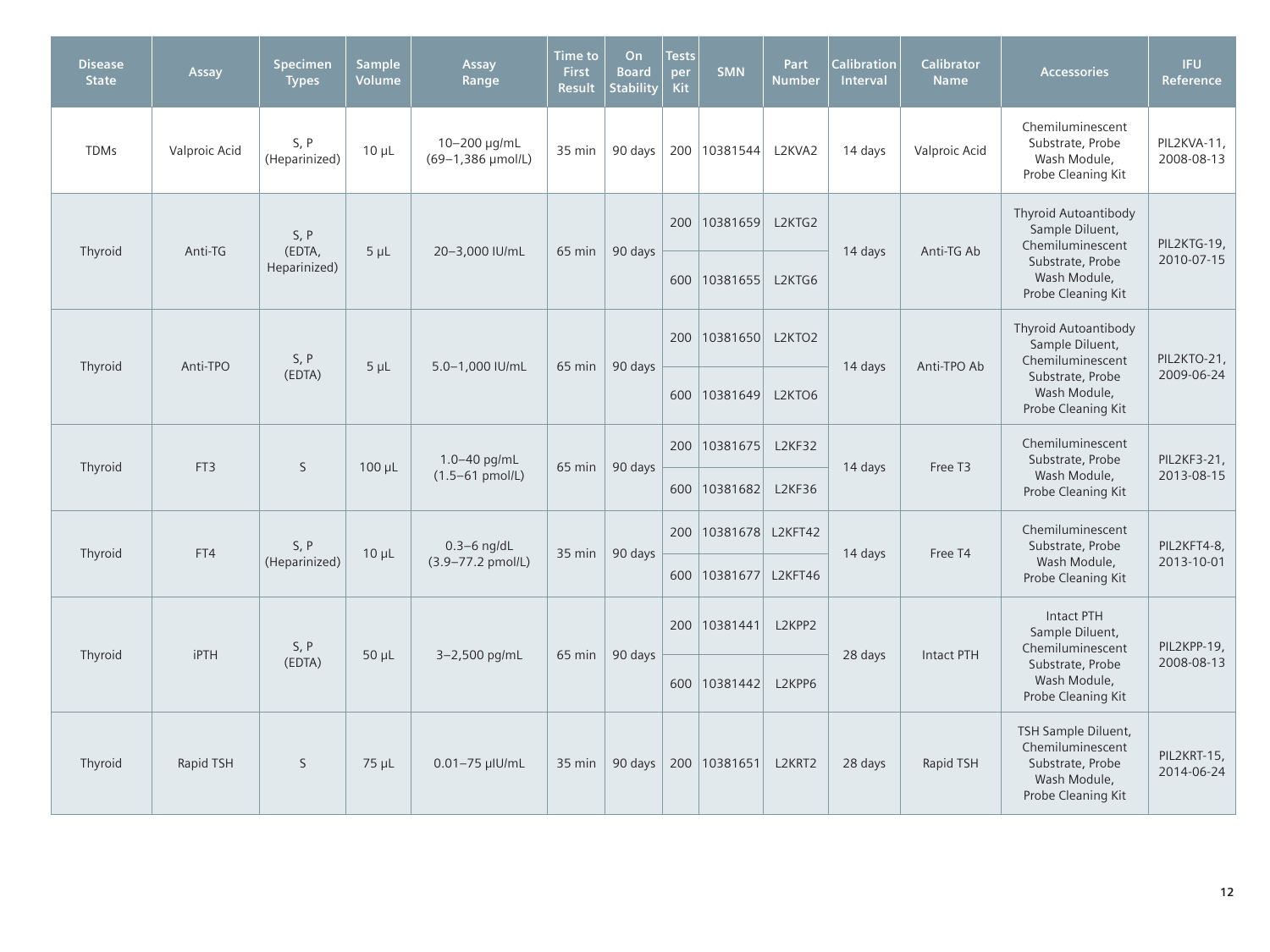| Disease State | Assay | Specimen Types | Sample Volume | Assay Range | Time to First Result | On Board Stability | Tests per Kit | SMN | Part Number | Calibration Interval | Calibrator Name | Accessories | IFU Reference |
|---|---|---|---|---|---|---|---|---|---|---|---|---|---|
| TDMs | Valproic Acid | S, P (Heparinized) | 10 µL | 10–200 µg/mL (69–1,386 µmol/L) | 35 min | 90 days | 200 | 10381544 | L2KVA2 | 14 days | Valproic Acid | Chemiluminescent Substrate, Probe Wash Module, Probe Cleaning Kit | PIL2KVA-11, 2008-08-13 |
| Thyroid | Anti-TG | S, P (EDTA, Heparinized) | 5 µL | 20–3,000 IU/mL | 65 min | 90 days | 200 | 10381659 | L2KTG2 | 14 days | Anti-TG Ab | Thyroid Autoantibody Sample Diluent, Chemiluminescent Substrate, Probe Wash Module, Probe Cleaning Kit | PIL2KTG-19, 2010-07-15 |
| | | | | | | | 600 | 10381655 | L2KTG6 | | | | |
| Thyroid | Anti-TPO | S, P (EDTA) | 5 µL | 5.0–1,000 IU/mL | 65 min | 90 days | 200 | 10381650 | L2KTO2 | 14 days | Anti-TPO Ab | Thyroid Autoantibody Sample Diluent, Chemiluminescent Substrate, Probe Wash Module, Probe Cleaning Kit | PIL2KTO-21, 2009-06-24 |
| | | | | | | | 600 | 10381649 | L2KTO6 | | | | |
| Thyroid | FT3 | S | 100 µL | 1.0–40 pg/mL (1.5–61 pmol/L) | 65 min | 90 days | 200 | 10381675 | L2KF32 | 14 days | Free T3 | Chemiluminescent Substrate, Probe Wash Module, Probe Cleaning Kit | PIL2KF3-21, 2013-08-15 |
| | | | | | | | 600 | 10381682 | L2KF36 | | | | |
| Thyroid | FT4 | S, P (Heparinized) | 10 µL | 0.3–6 ng/dL (3.9–77.2 pmol/L) | 35 min | 90 days | 200 | 10381678 | L2KFT42 | 14 days | Free T4 | Chemiluminescent Substrate, Probe Wash Module, Probe Cleaning Kit | PIL2KFT4-8, 2013-10-01 |
| | | | | | | | 600 | 10381677 | L2KFT46 | | | | |
| Thyroid | iPTH | S, P (EDTA) | 50 µL | 3–2,500 pg/mL | 65 min | 90 days | 200 | 10381441 | L2KPP2 | 28 days | Intact PTH | Intact PTH Sample Diluent, Chemiluminescent Substrate, Probe Wash Module, Probe Cleaning Kit | PIL2KPP-19, 2008-08-13 |
| | | | | | | | 600 | 10381442 | L2KPP6 | | | | |
| Thyroid | Rapid TSH | S | 75 µL | 0.01–75 µIU/mL | 35 min | 90 days | 200 | 10381651 | L2KRT2 | 28 days | Rapid TSH | TSH Sample Diluent, Chemiluminescent Substrate, Probe Wash Module, Probe Cleaning Kit | PIL2KRT-15, 2014-06-24 |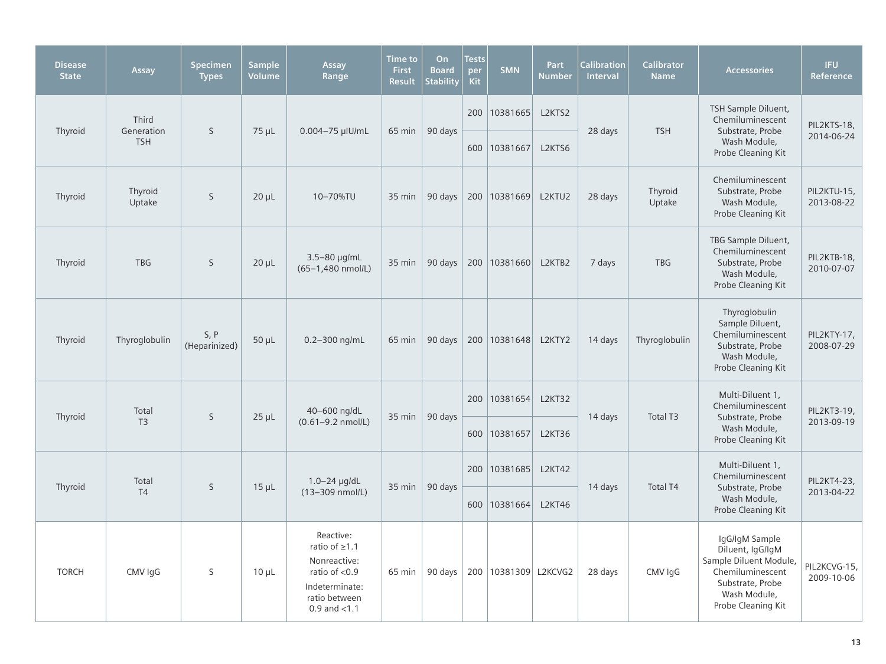| Disease State | Assay | Specimen Types | Sample Volume | Assay Range | Time to First Result | On Board Stability | Tests per Kit | SMN | Part Number | Calibration Interval | Calibrator Name | Accessories | IFU Reference |
|---|---|---|---|---|---|---|---|---|---|---|---|---|---|
| Thyroid | Third Generation TSH | S | 75 µL | 0.004–75 µIU/mL | 65 min | 90 days | 200 | 10381665 | L2KTS2 | 28 days | TSH | TSH Sample Diluent, Chemiluminescent Substrate, Probe Wash Module, Probe Cleaning Kit | PIL2KTS-18, 2014-06-24 |
| | | | | | | | 600 | 10381667 | L2KTS6 | | | | |
| Thyroid | Thyroid Uptake | S | 20 µL | 10–70%TU | 35 min | 90 days | 200 | 10381669 | L2KTU2 | 28 days | Thyroid Uptake | Chemiluminescent Substrate, Probe Wash Module, Probe Cleaning Kit | PIL2KTU-15, 2013-08-22 |
| Thyroid | TBG | S | 20 µL | 3.5–80 µg/mL (65–1,480 nmol/L) | 35 min | 90 days | 200 | 10381660 | L2KTB2 | 7 days | TBG | TBG Sample Diluent, Chemiluminescent Substrate, Probe Wash Module, Probe Cleaning Kit | PIL2KTB-18, 2010-07-07 |
| Thyroid | Thyroglobulin | S, P (Heparinized) | 50 µL | 0.2–300 ng/mL | 65 min | 90 days | 200 | 10381648 | L2KTY2 | 14 days | Thyroglobulin | Thyroglobulin Sample Diluent, Chemiluminescent Substrate, Probe Wash Module, Probe Cleaning Kit | PIL2KTY-17, 2008-07-29 |
| Thyroid | Total T3 | S | 25 µL | 40–600 ng/dL (0.61–9.2 nmol/L) | 35 min | 90 days | 200 | 10381654 | L2KT32 | 14 days | Total T3 | Multi-Diluent 1, Chemiluminescent Substrate, Probe Wash Module, Probe Cleaning Kit | PIL2KT3-19, 2013-09-19 |
| | | | | | | | 600 | 10381657 | L2KT36 | | | | |
| Thyroid | Total T4 | S | 15 µL | 1.0–24 µg/dL (13–309 nmol/L) | 35 min | 90 days | 200 | 10381685 | L2KT42 | 14 days | Total T4 | Multi-Diluent 1, Chemiluminescent Substrate, Probe Wash Module, Probe Cleaning Kit | PIL2KT4-23, 2013-04-22 |
| | | | | | | | 600 | 10381664 | L2KT46 | | | | |
| TORCH | CMV IgG | S | 10 µL | Reactive: ratio of ≥1.1 Nonreactive: ratio of <0.9 Indeterminate: ratio between 0.9 and <1.1 | 65 min | 90 days | 200 | 10381309 | L2KCVG2 | 28 days | CMV IgG | IgG/IgM Sample Diluent, IgG/IgM Sample Diluent Module, Chemiluminescent Substrate, Probe Wash Module, Probe Cleaning Kit | PIL2KCVG-15, 2009-10-06 |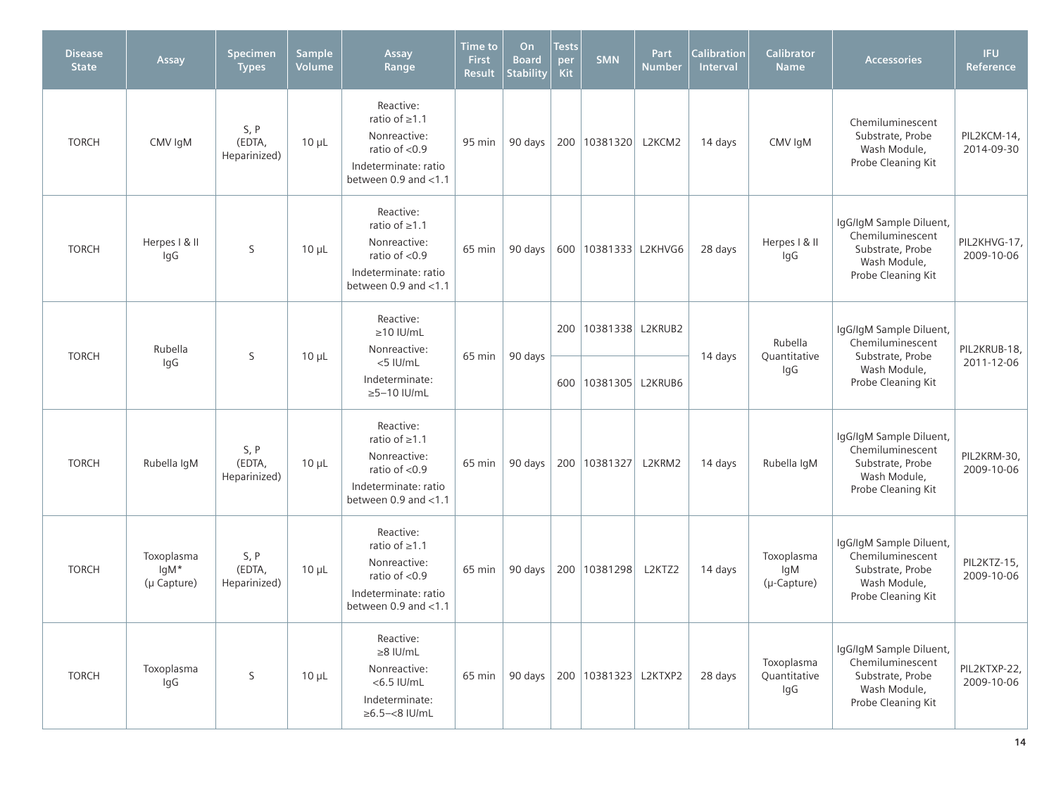| Disease State | Assay | Specimen Types | Sample Volume | Assay Range | Time to First Result | On Board Stability | Tests per Kit | SMN | Part Number | Calibration Interval | Calibrator Name | Accessories | IFU Reference |
|---|---|---|---|---|---|---|---|---|---|---|---|---|---|
| TORCH | CMV IgM | S, P (EDTA, Heparinized) | 10 µL | Reactive: ratio of ≥1.1<br>Nonreactive: ratio of <0.9<br>Indeterminate: ratio between 0.9 and <1.1 | 95 min | 90 days | 200 | 10381320 | L2KCM2 | 14 days | CMV IgM | Chemiluminescent Substrate, Probe Wash Module, Probe Cleaning Kit | PIL2KCM-14, 2014-09-30 |
| TORCH | Herpes I & II IgG | S | 10 µL | Reactive: ratio of ≥1.1<br>Nonreactive: ratio of <0.9<br>Indeterminate: ratio between 0.9 and <1.1 | 65 min | 90 days | 600 | 10381333 | L2KHVG6 | 28 days | Herpes I & II IgG | IgG/IgM Sample Diluent, Chemiluminescent Substrate, Probe Wash Module, Probe Cleaning Kit | PIL2KHVG-17, 2009-10-06 |
| TORCH | Rubella IgG | S | 10 µL | Reactive: ≥10 IU/mL<br>Nonreactive: <5 IU/mL<br>Indeterminate: ≥5–10 IU/mL | 65 min | 90 days | 200 | 10381338 | L2KRUB2 | 14 days | Rubella Quantitative IgG | IgG/IgM Sample Diluent, Chemiluminescent Substrate, Probe Wash Module, Probe Cleaning Kit | PIL2KRUB-18, 2011-12-06 |
| | | | | | | | 600 | 10381305 | L2KRUB6 | | | | |
| TORCH | Rubella IgM | S, P (EDTA, Heparinized) | 10 µL | Reactive: ratio of ≥1.1<br>Nonreactive: ratio of <0.9<br>Indeterminate: ratio between 0.9 and <1.1 | 65 min | 90 days | 200 | 10381327 | L2KRM2 | 14 days | Rubella IgM | IgG/IgM Sample Diluent, Chemiluminescent Substrate, Probe Wash Module, Probe Cleaning Kit | PIL2KRM-30, 2009-10-06 |
| TORCH | Toxoplasma IgM* (µ Capture) | S, P (EDTA, Heparinized) | 10 µL | Reactive: ratio of ≥1.1<br>Nonreactive: ratio of <0.9<br>Indeterminate: ratio between 0.9 and <1.1 | 65 min | 90 days | 200 | 10381298 | L2KTZ2 | 14 days | Toxoplasma IgM (µ-Capture) | IgG/IgM Sample Diluent, Chemiluminescent Substrate, Probe Wash Module, Probe Cleaning Kit | PIL2KTZ-15, 2009-10-06 |
| TORCH | Toxoplasma IgG | S | 10 µL | Reactive: ≥8 IU/mL<br>Nonreactive: <6.5 IU/mL<br>Indeterminate: ≥6.5–<8 IU/mL | 65 min | 90 days | 200 | 10381323 | L2KTXP2 | 28 days | Toxoplasma Quantitative IgG | IgG/IgM Sample Diluent, Chemiluminescent Substrate, Probe Wash Module, Probe Cleaning Kit | PIL2KTXP-22, 2009-10-06 |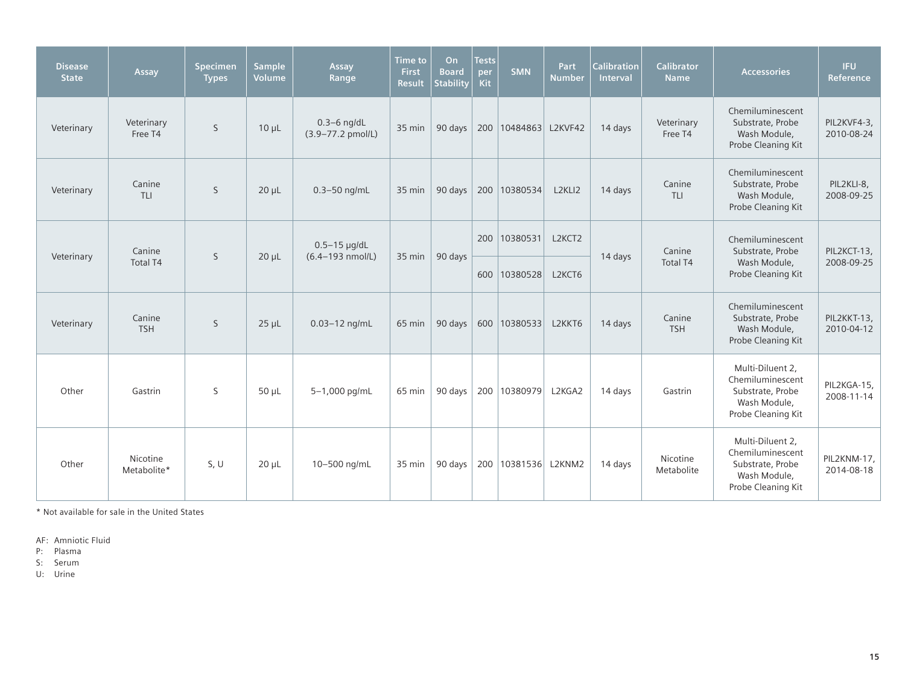| Disease State | Assay | Specimen Types | Sample Volume | Assay Range | Time to First Result | On Board Stability | Tests per Kit | SMN | Part Number | Calibration Interval | Calibrator Name | Accessories | IFU Reference |
|---|---|---|---|---|---|---|---|---|---|---|---|---|---|
| Veterinary | Veterinary Free T4 | S | 10 µL | 0.3–6 ng/dL (3.9–77.2 pmol/L) | 35 min | 90 days | 200 | 10484863 | L2KVF42 | 14 days | Veterinary Free T4 | Chemiluminescent Substrate, Probe Wash Module, Probe Cleaning Kit | PIL2KVF4-3, 2010-08-24 |
| Veterinary | Canine TLI | S | 20 µL | 0.3–50 ng/mL | 35 min | 90 days | 200 | 10380534 | L2KLI2 | 14 days | Canine TLI | Chemiluminescent Substrate, Probe Wash Module, Probe Cleaning Kit | PIL2KLI-8, 2008-09-25 |
| Veterinary | Canine Total T4 | S | 20 µL | 0.5–15 µg/dL (6.4–193 nmol/L) | 35 min | 90 days | 200 | 10380531 | L2KCT2 | 14 days | Canine Total T4 | Chemiluminescent Substrate, Probe Wash Module, Probe Cleaning Kit | PIL2KCT-13, 2008-09-25 |
| | | | | | | | 600 | 10380528 | L2KCT6 | | | | |
| Veterinary | Canine TSH | S | 25 µL | 0.03–12 ng/mL | 65 min | 90 days | 600 | 10380533 | L2KKT6 | 14 days | Canine TSH | Chemiluminescent Substrate, Probe Wash Module, Probe Cleaning Kit | PIL2KKT-13, 2010-04-12 |
| Other | Gastrin | S | 50 µL | 5–1,000 pg/mL | 65 min | 90 days | 200 | 10380979 | L2KGA2 | 14 days | Gastrin | Multi-Diluent 2, Chemiluminescent Substrate, Probe Wash Module, Probe Cleaning Kit | PIL2KGA-15, 2008-11-14 |
| Other | Nicotine Metabolite* | S, U | 20 µL | 10–500 ng/mL | 35 min | 90 days | 200 | 10381536 | L2KNM2 | 14 days | Nicotine Metabolite | Multi-Diluent 2, Chemiluminescent Substrate, Probe Wash Module, Probe Cleaning Kit | PIL2KNM-17, 2014-08-18 |

* Not available for sale in the United States

AF: Amniotic Fluid
P: Plasma
S: Serum
U: Urine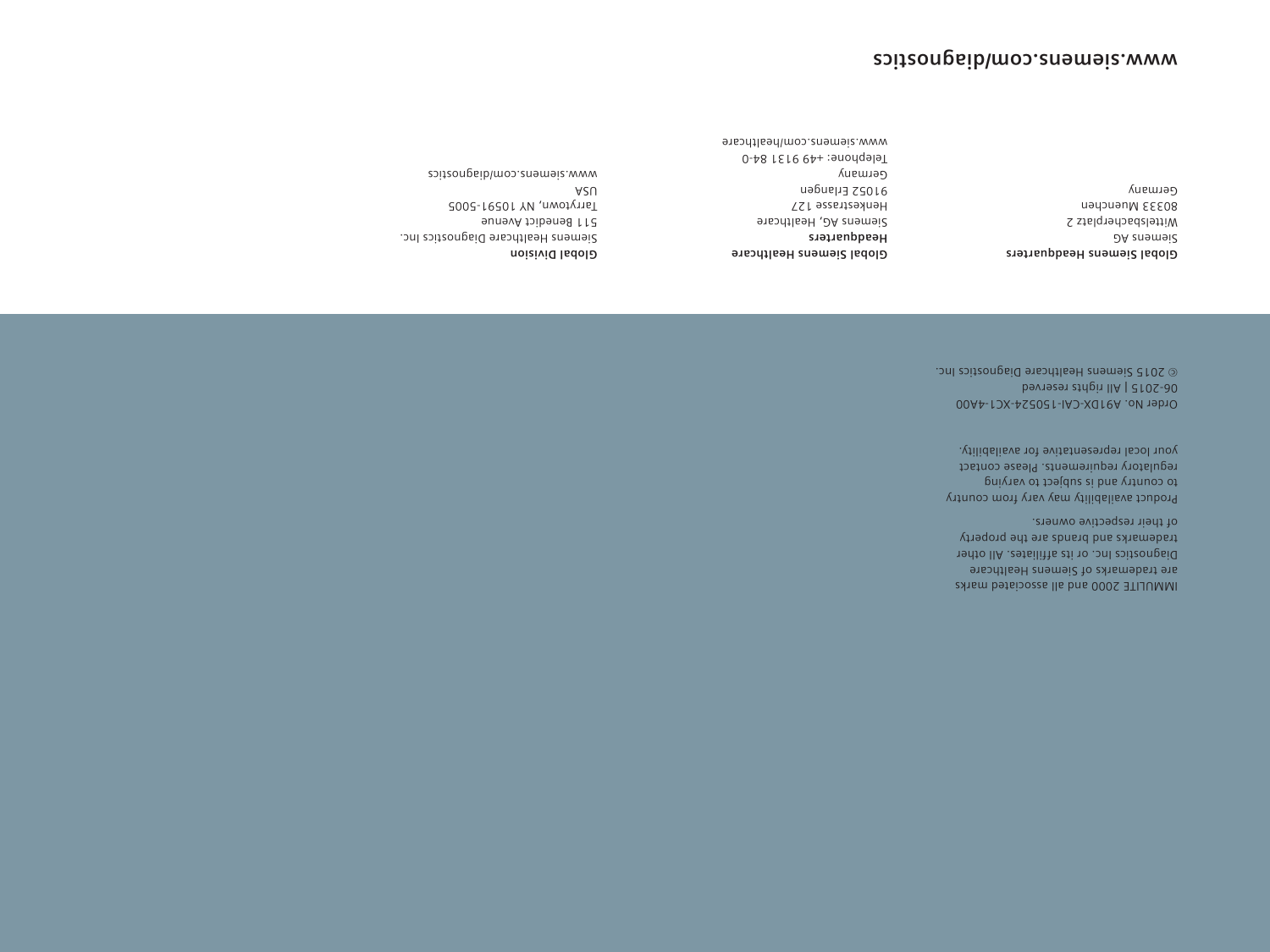**www.siemens.com/diagnostics**

**Global Siemens Headquarters**
Siemens AG
Wittelsbacherplatz 2
80333 Muenchen
Germany

**Global Siemens Healthcare Headquarters**
Siemens AG, Healthcare
Henkestrasse 127
91052 Erlangen
Germany
Telephone: +49 9131 84-0
www.siemens.com/healthcare

**Global Division**
Siemens Healthcare Diagnostics Inc.
511 Benedict Avenue
Tarrytown, NY 10591-5005
USA
www.siemens.com/diagnostics

IMMULITE 2000 and all associated marks are trademarks of Siemens Healthcare Diagnostics Inc. or its affiliates. All other trademarks and brands are the property of their respective owners.

Product availability may vary from country to country and is subject to varying regulatory requirements. Please contact your local representative for availability.

Order No. A91DX-CAI-150524-XC1-4A00
06-2015 | All rights reserved
© 2015 Siemens Healthcare Diagnostics Inc.